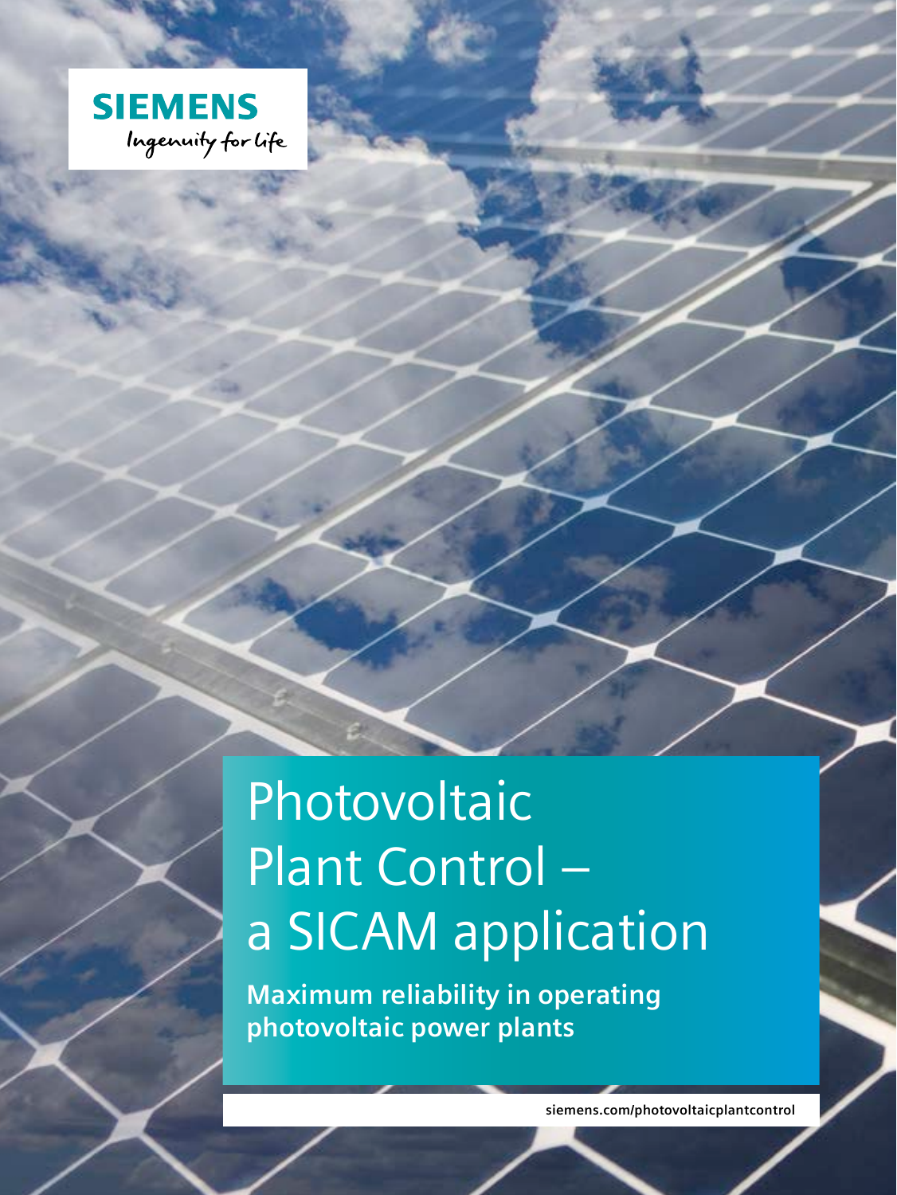SIEMENS

Ingenuity for life

# Photovoltaic Plant Control – a SICAM application

**Maximum reliability in operating photovoltaic power plants**

siemens.com/photovoltaicplantcontrol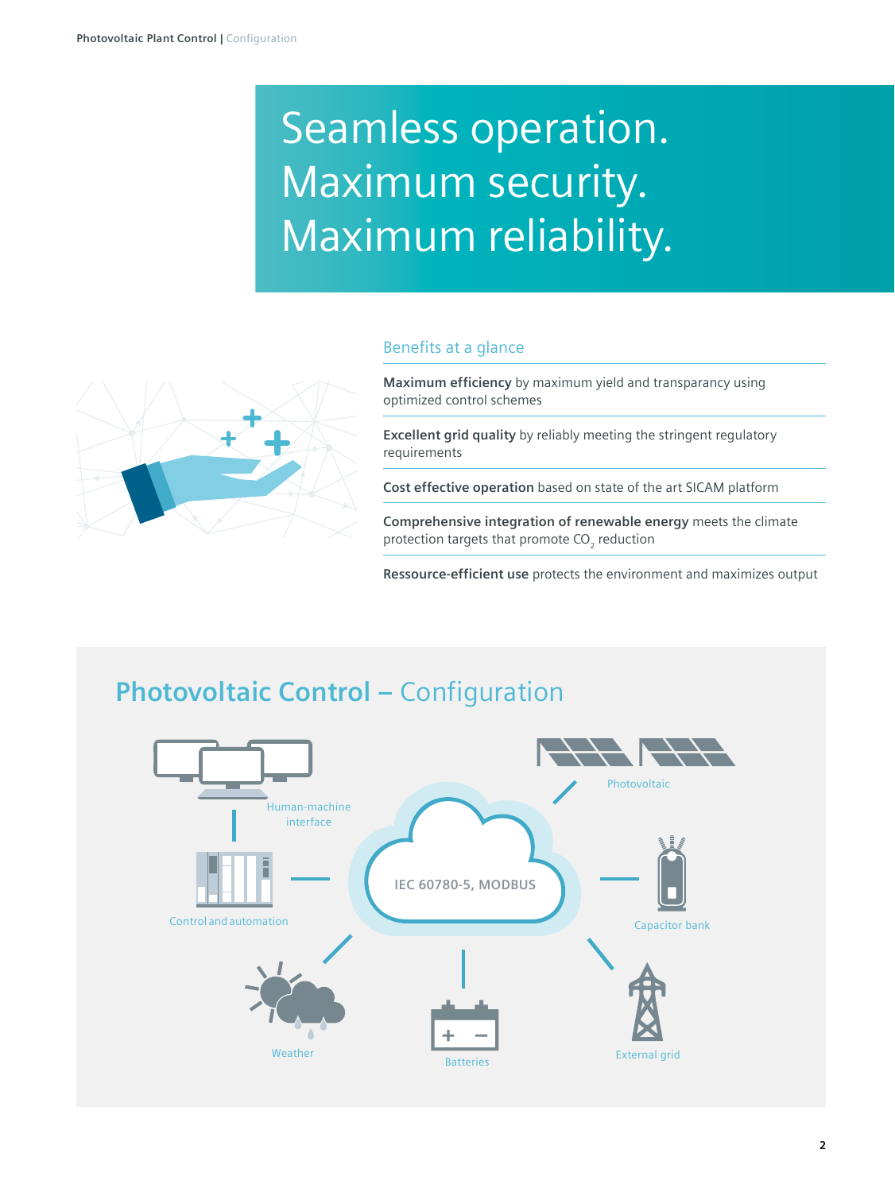# Seamless operation. Maximum security. Maximum reliability.

## Benefits at a glance

**Maximum efficiency** by maximum yield and transparancy using optimized control schemes

**Excellent grid quality** by reliably meeting the stringent regulatory requirements

**Cost effective operation** based on state of the art SICAM platform

**Comprehensive integration of renewable energy** meets the climate protection targets that promote $CO_2$ reduction

**Ressource-efficient use** protects the environment and maximizes output

## Photovoltaic Control – Configuration

Human-machine interface

Control and automation

IEC 60780-5, MODBUS

Photovoltaic

Capacitor bank

Weather

Batteries

External grid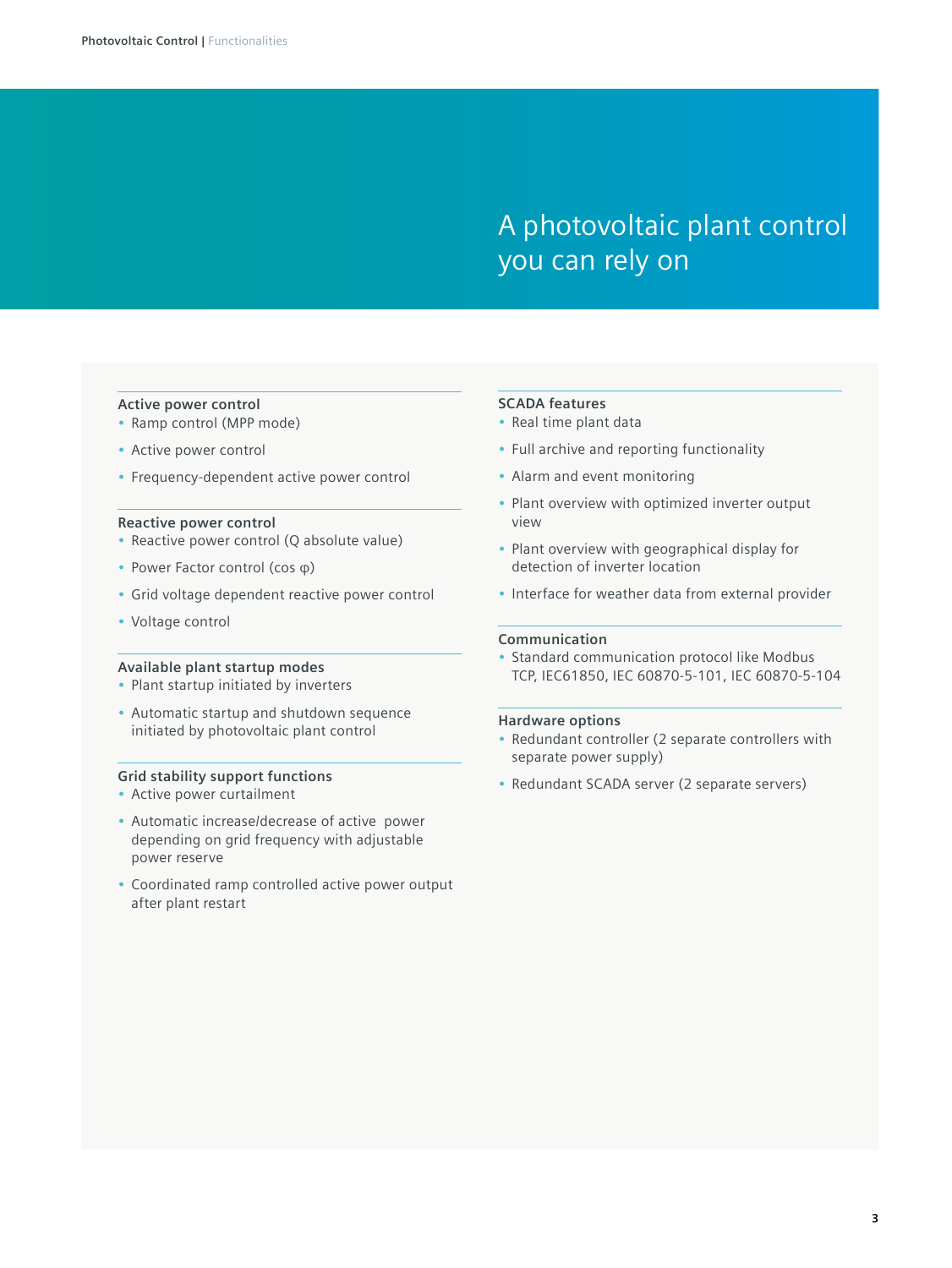# A photovoltaic plant control you can rely on

### Active power control

- Ramp control (MPP mode)
- Active power control
- Frequency-dependent active power control

### Reactive power control

- Reactive power control (Q absolute value)
- Power Factor control (cos φ)
- Grid voltage dependent reactive power control
- Voltage control

### Available plant startup modes

- Plant startup initiated by inverters
- Automatic startup and shutdown sequence initiated by photovoltaic plant control

### Grid stability support functions

- Active power curtailment
- Automatic increase/decrease of active power depending on grid frequency with adjustable power reserve
- Coordinated ramp controlled active power output after plant restart

### SCADA features

- Real time plant data
- Full archive and reporting functionality
- Alarm and event monitoring
- Plant overview with optimized inverter output view
- Plant overview with geographical display for detection of inverter location
- Interface for weather data from external provider

### Communication

- Standard communication protocol like Modbus TCP, IEC61850, IEC 60870-5-101, IEC 60870-5-104

### Hardware options

- Redundant controller (2 separate controllers with separate power supply)
- Redundant SCADA server (2 separate servers)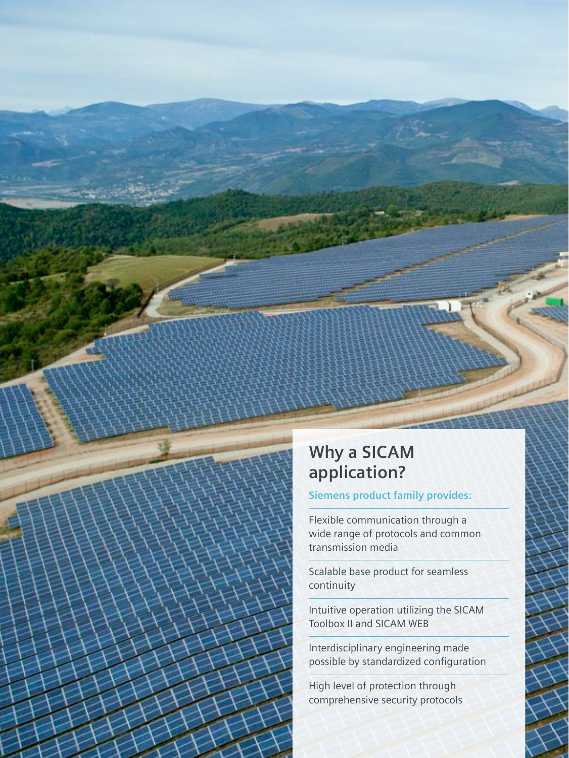## Why a SICAM application?

**Siemens product family provides:**

- Flexible communication through a wide range of protocols and common transmission media
- Scalable base product for seamless continuity
- Intuitive operation utilizing the SICAM Toolbox II and SICAM WEB
- Interdisciplinary engineering made possible by standardized configuration
- High level of protection through comprehensive security protocols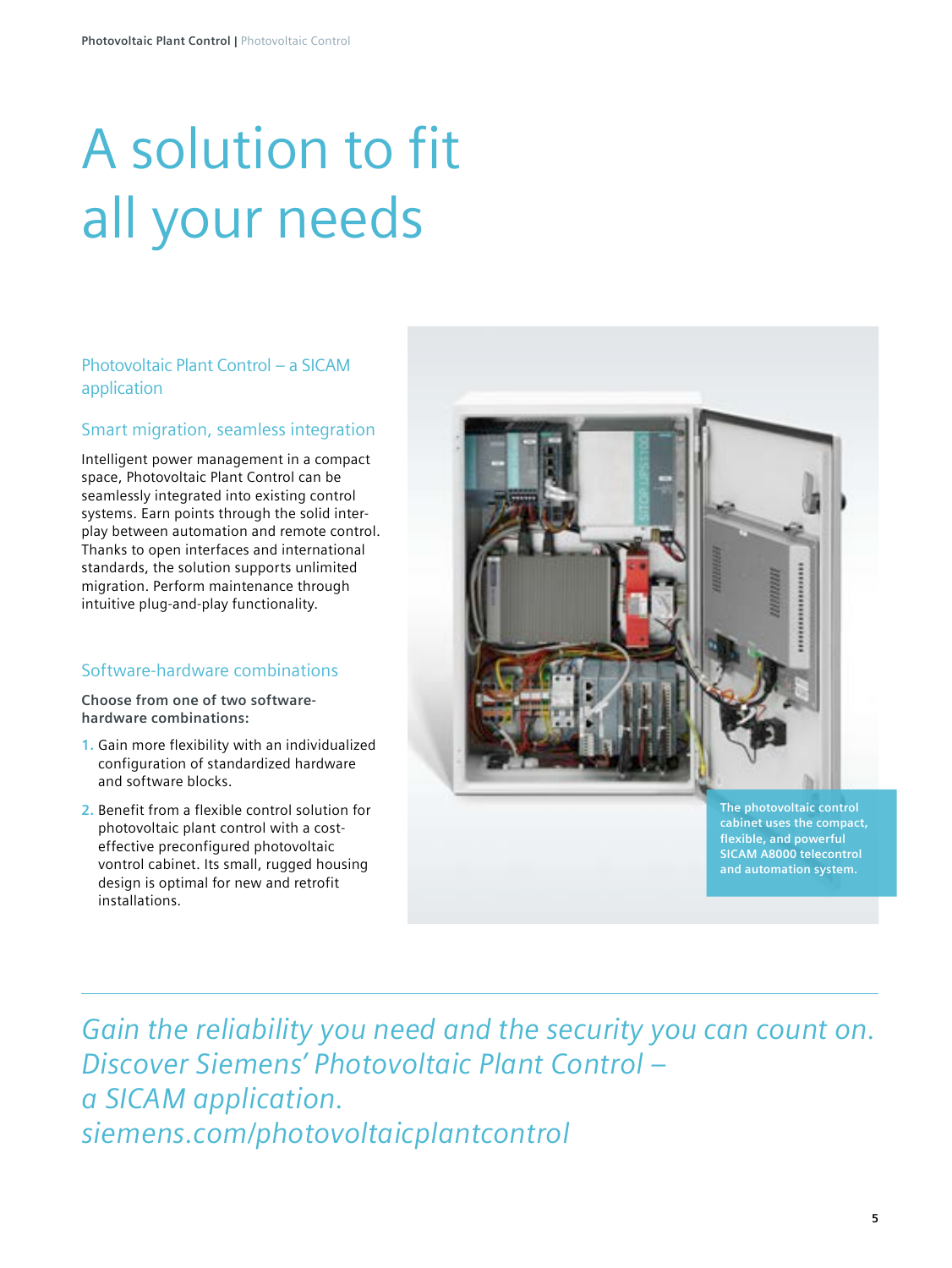# A solution to fit all your needs

## Photovoltaic Plant Control – a SICAM application

### Smart migration, seamless integration

Intelligent power management in a compact space, Photovoltaic Plant Control can be seamlessly integrated into existing control systems. Earn points through the solid interplay between automation and remote control. Thanks to open interfaces and international standards, the solution supports unlimited migration. Perform maintenance through intuitive plug-and-play functionality.

### Software-hardware combinations

**Choose from one of two software-hardware combinations:**

1. Gain more flexibility with an individualized configuration of standardized hardware and software blocks.
2. Benefit from a flexible control solution for photovoltaic plant control with a cost-effective preconfigured photovoltaic vontrol cabinet. Its small, rugged housing design is optimal for new and retrofit installations.

The photovoltaic control cabinet uses the compact, flexible, and powerful SICAM A8000 telecontrol and automation system.

*Gain the reliability you need and the security you can count on. Discover Siemens' Photovoltaic Plant Control – a SICAM application. siemens.com/photovoltaicplantcontrol*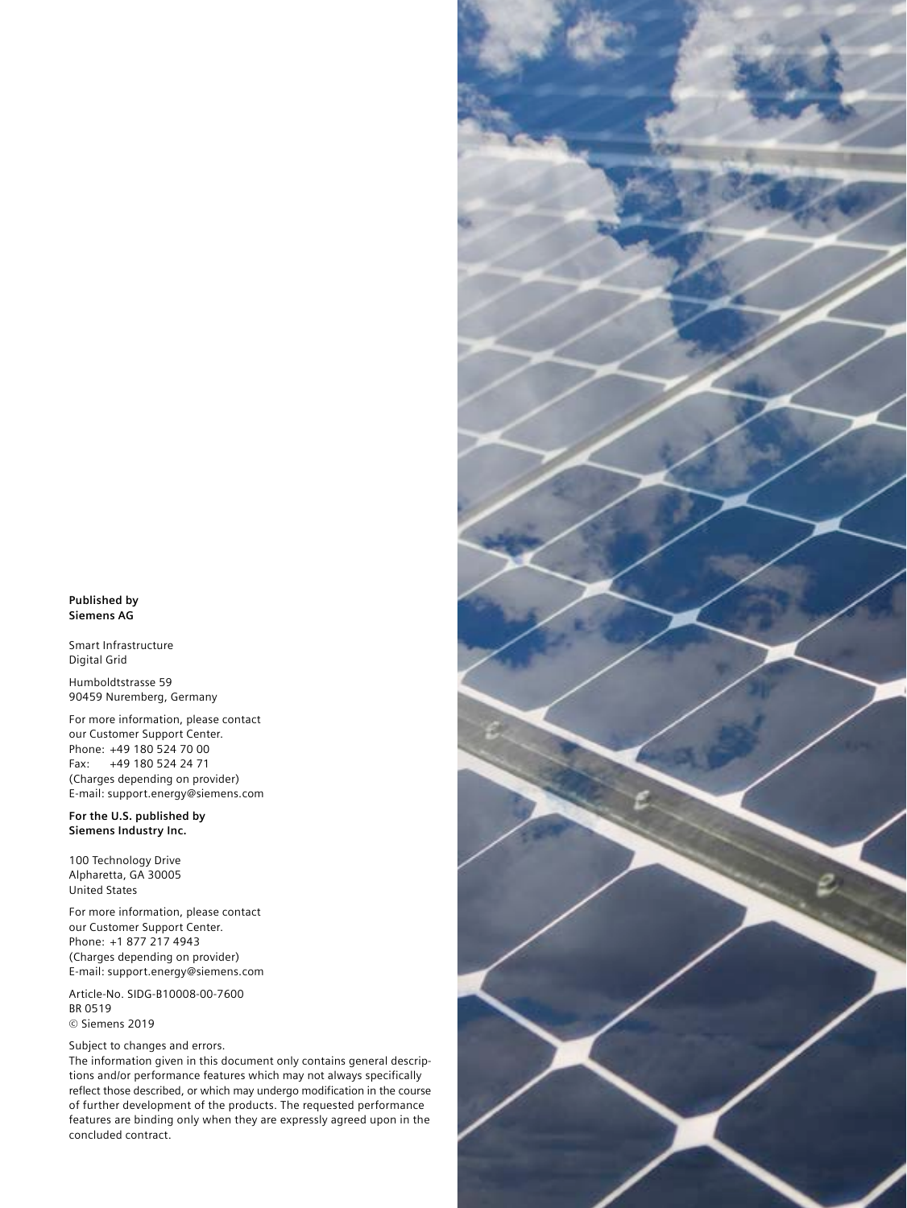**Published by**
**Siemens AG**

Smart Infrastructure
Digital Grid

Humboldtstrasse 59
90459 Nuremberg, Germany

For more information, please contact
our Customer Support Center.
Phone: +49 180 524 70 00
Fax: +49 180 524 24 71
(Charges depending on provider)
E-mail: support.energy@siemens.com

**For the U.S. published by**
**Siemens Industry Inc.**

100 Technology Drive
Alpharetta, GA 30005
United States

For more information, please contact
our Customer Support Center.
Phone: +1 877 217 4943
(Charges depending on provider)
E-mail: support.energy@siemens.com

Article-No. SIDG-B10008-00-7600
BR 0519
© Siemens 2019

Subject to changes and errors.
The information given in this document only contains general descriptions and/or performance features which may not always specifically reflect those described, or which may undergo modification in the course of further development of the products. The requested performance features are binding only when they are expressly agreed upon in the concluded contract.